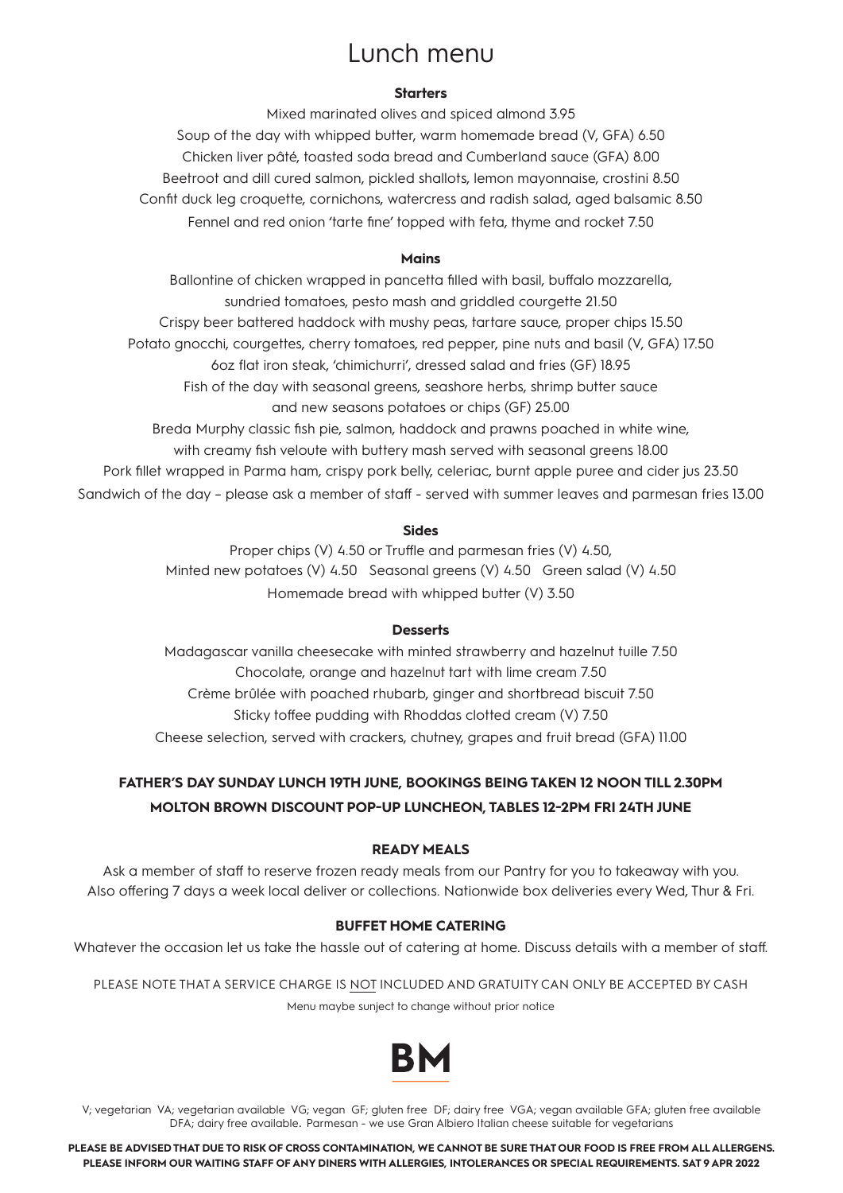# Lunch menu

## Starters

Mixed marinated olives and spiced almond 3.95

Soup of the day with whipped butter, warm homemade bread (V, GFA) 6.50

Chicken liver pâté, toasted soda bread and Cumberland sauce (GFA) 8.00

Beetroot and dill cured salmon, pickled shallots, lemon mayonnaise, crostini 8.50

Confit duck leg croquette, cornichons, watercress and radish salad, aged balsamic 8.50

Fennel and red onion 'tarte fine' topped with feta, thyme and rocket 7.50

## Mains

Ballontine of chicken wrapped in pancetta filled with basil, buffalo mozzarella, sundried tomatoes, pesto mash and griddled courgette 21.50

Crispy beer battered haddock with mushy peas, tartare sauce, proper chips 15.50

Potato gnocchi, courgettes, cherry tomatoes, red pepper, pine nuts and basil (V, GFA) 17.50

6oz flat iron steak, 'chimichurri', dressed salad and fries (GF) 18.95

Fish of the day with seasonal greens, seashore herbs, shrimp butter sauce and new seasons potatoes or chips (GF) 25.00

Breda Murphy classic fish pie, salmon, haddock and prawns poached in white wine, with creamy fish veloute with buttery mash served with seasonal greens 18.00

Pork fillet wrapped in Parma ham, crispy pork belly, celeriac, burnt apple puree and cider jus 23.50

Sandwich of the day – please ask a member of staff - served with summer leaves and parmesan fries 13.00

## Sides

Proper chips (V) 4.50 or Truffle and parmesan fries (V) 4.50,

Minted new potatoes (V) 4.50 Seasonal greens (V) 4.50 Green salad (V) 4.50

Homemade bread with whipped butter (V) 3.50

## Desserts

Madagascar vanilla cheesecake with minted strawberry and hazelnut tuille 7.50

Chocolate, orange and hazelnut tart with lime cream 7.50

Crème brûlée with poached rhubarb, ginger and shortbread biscuit 7.50

Sticky toffee pudding with Rhoddas clotted cream (V) 7.50

Cheese selection, served with crackers, chutney, grapes and fruit bread (GFA) 11.00

**FATHER'S DAY SUNDAY LUNCH 19TH JUNE, BOOKINGS BEING TAKEN 12 NOON TILL 2.30PM**

**MOLTON BROWN DISCOUNT POP-UP LUNCHEON, TABLES 12-2PM FRI 24TH JUNE**

### READY MEALS

Ask a member of staff to reserve frozen ready meals from our Pantry for you to takeaway with you. Also offering 7 days a week local deliver or collections. Nationwide box deliveries every Wed, Thur & Fri.

### BUFFET HOME CATERING

Whatever the occasion let us take the hassle out of catering at home. Discuss details with a member of staff.

PLEASE NOTE THAT A SERVICE CHARGE IS NOT INCLUDED AND GRATUITY CAN ONLY BE ACCEPTED BY CASH

Menu maybe sunject to change without prior notice

BM

V; vegetarian VA; vegetarian available VG; vegan GF; gluten free DF; dairy free VGA; vegan available GFA; gluten free available DFA; dairy free available. Parmesan - we use Gran Albiero Italian cheese suitable for vegetarians

**PLEASE BE ADVISED THAT DUE TO RISK OF CROSS CONTAMINATION, WE CANNOT BE SURE THAT OUR FOOD IS FREE FROM ALL ALLERGENS. PLEASE INFORM OUR WAITING STAFF OF ANY DINERS WITH ALLERGIES, INTOLERANCES OR SPECIAL REQUIREMENTS. SAT 9 APR 2022**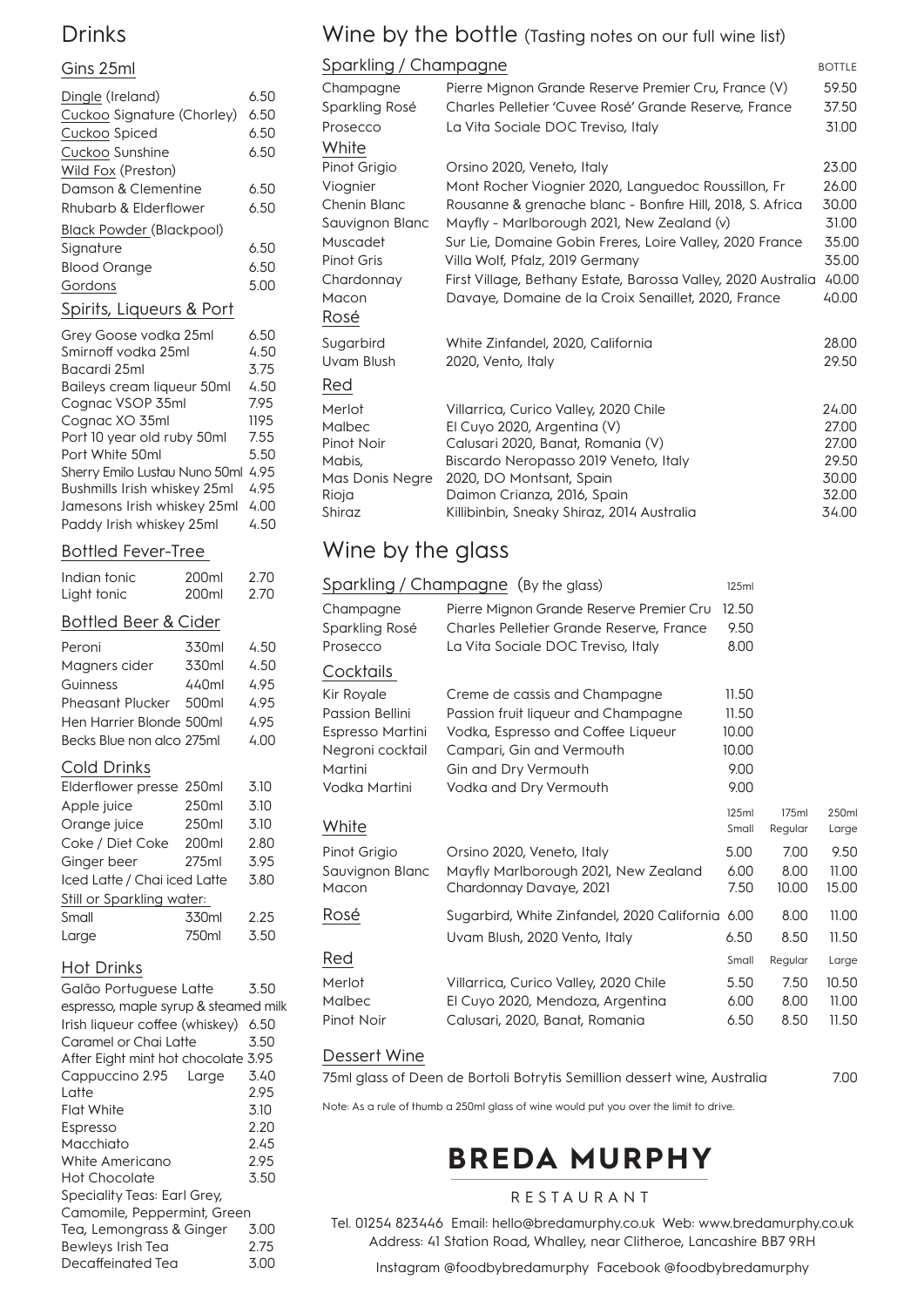# Drinks

## Gins 25ml

| | |
|---|---|
| Dingle (Ireland) | 6.50 |
| Cuckoo Signature (Chorley) | 6.50 |
| Cuckoo Spiced | 6.50 |
| Cuckoo Sunshine | 6.50 |
| Wild Fox (Preston) | |
| Damson & Clementine | 6.50 |
| Rhubarb & Elderflower | 6.50 |
| Black Powder (Blackpool) | |
| Signature | 6.50 |
| Blood Orange | 6.50 |
| Gordons | 5.00 |

## Spirits, Liqueurs & Port

| | |
|---|---|
| Grey Goose vodka 25ml | 6.50 |
| Smirnoff vodka 25ml | 4.50 |
| Bacardi 25ml | 3.75 |
| Baileys cream liqueur 50ml | 4.50 |
| Cognac VSOP 35ml | 7.95 |
| Cognac XO 35ml | 11.95 |
| Port 10 year old ruby 50ml | 7.55 |
| Port White 50ml | 5.50 |
| Sherry Emilo Lustau Nuno 50ml | 4.95 |
| Bushmills Irish whiskey 25ml | 4.95 |
| Jamesons Irish whiskey 25ml | 4.00 |
| Paddy Irish whiskey 25ml | 4.50 |

## Bottled Fever-Tree

| | | |
|---|---|---|
| Indian tonic | 200ml | 2.70 |
| Light tonic | 200ml | 2.70 |

## Bottled Beer & Cider

| | | |
|---|---|---|
| Peroni | 330ml | 4.50 |
| Magners cider | 330ml | 4.50 |
| Guinness | 440ml | 4.95 |
| Pheasant Plucker | 500ml | 4.95 |
| Hen Harrier Blonde | 500ml | 4.95 |
| Becks Blue non alco | 275ml | 4.00 |

## Cold Drinks

| | | |
|---|---|---|
| Elderflower presse | 250ml | 3.10 |
| Apple juice | 250ml | 3.10 |
| Orange juice | 250ml | 3.10 |
| Coke / Diet Coke | 200ml | 2.80 |
| Ginger beer | 275ml | 3.95 |
| Iced Latte / Chai iced Latte | | 3.80 |
| Still or Sparkling water: | | |
| Small | 330ml | 2.25 |
| Large | 750ml | 3.50 |

## Hot Drinks

| | |
|---|---|
| Galão Portuguese Latte espresso, maple syrup & steamed milk | 3.50 |
| Irish liqueur coffee (whiskey) | 6.50 |
| Caramel or Chai Latte | 3.50 |
| After Eight mint hot chocolate | 3.95 |
| Cappuccino 2.95 Large | 3.40 |
| Latte | 2.95 |
| Flat White | 3.10 |
| Espresso | 2.20 |
| Macchiato | 2.45 |
| White Americano | 2.95 |
| Hot Chocolate | 3.50 |
| Speciality Teas: Earl Grey, Camomile, Peppermint, Green Tea, Lemongrass & Ginger | 3.00 |
| Bewleys Irish Tea | 2.75 |
| Decaffeinated Tea | 3.00 |

# Wine by the bottle (Tasting notes on our full wine list)

| Sparkling / Champagne | | BOTTLE |
|---|---|---|
| Champagne | Pierre Mignon Grande Reserve Premier Cru, France (V) | 59.50 |
| Sparkling Rosé | Charles Pelletier 'Cuvee Rosé' Grande Reserve, France | 37.50 |
| Prosecco | La Vita Sociale DOC Treviso, Italy | 31.00 |
| **White** | | |
| Pinot Grigio | Orsino 2020, Veneto, Italy | 23.00 |
| Viognier | Mont Rocher Viognier 2020, Languedoc Roussillon, Fr | 26.00 |
| Chenin Blanc | Rousanne & grenache blanc - Bonfire Hill, 2018, S. Africa | 30.00 |
| Sauvignon Blanc | Mayfly - Marlborough 2021, New Zealand (v) | 31.00 |
| Muscadet | Sur Lie, Domaine Gobin Freres, Loire Valley, 2020 France | 35.00 |
| Pinot Gris | Villa Wolf, Pfalz, 2019 Germany | 35.00 |
| Chardonnay | First Village, Bethany Estate, Barossa Valley, 2020 Australia | 40.00 |
| Macon | Davaye, Domaine de la Croix Senaillet, 2020, France | 40.00 |
| **Rosé** | | |
| Sugarbird | White Zinfandel, 2020, California | 28.00 |
| Uvam Blush | 2020, Vento, Italy | 29.50 |
| **Red** | | |
| Merlot | Villarrica, Curico Valley, 2020 Chile | 24.00 |
| Malbec | El Cuyo 2020, Argentina (V) | 27.00 |
| Pinot Noir | Calusari 2020, Banat, Romania (V) | 27.00 |
| Mabis, | Biscardo Neropasso 2019 Veneto, Italy | 29.50 |
| Mas Donis Negre | 2020, DO Montsant, Spain | 30.00 |
| Rioja | Daimon Crianza, 2016, Spain | 32.00 |
| Shiraz | Killibinbin, Sneaky Shiraz, 2014 Australia | 34.00 |

# Wine by the glass

| Sparkling / Champagne (By the glass) | | 125ml |
|---|---|---|
| Champagne | Pierre Mignon Grande Reserve Premier Cru | 12.50 |
| Sparkling Rosé | Charles Pelletier Grande Reserve, France | 9.50 |
| Prosecco | La Vita Sociale DOC Treviso, Italy | 8.00 |

## Cocktails

| | | |
|---|---|---|
| Kir Royale | Creme de cassis and Champagne | 11.50 |
| Passion Bellini | Passion fruit liqueur and Champagne | 11.50 |
| Espresso Martini | Vodka, Espresso and Coffee Liqueur | 10.00 |
| Negroni cocktail | Campari, Gin and Vermouth | 10.00 |
| Martini | Gin and Dry Vermouth | 9.00 |
| Vodka Martini | Vodka and Dry Vermouth | 9.00 |

| White | | 125ml Small | 175ml Regular | 250ml Large |
|---|---|---|---|---|
| Pinot Grigio | Orsino 2020, Veneto, Italy | 5.00 | 7.00 | 9.50 |
| Sauvignon Blanc | Mayfly Marlborough 2021, New Zealand | 6.00 | 8.00 | 11.00 |
| Macon | Chardonnay Davaye, 2021 | 7.50 | 10.00 | 15.00 |
| **Rosé** | Sugarbird, White Zinfandel, 2020 California | 6.00 | 8.00 | 11.00 |
| | Uvam Blush, 2020 Vento, Italy | 6.50 | 8.50 | 11.50 |
| **Red** | | Small | Regular | Large |
| Merlot | Villarrica, Curico Valley, 2020 Chile | 5.50 | 7.50 | 10.50 |
| Malbec | El Cuyo 2020, Mendoza, Argentina | 6.00 | 8.00 | 11.00 |
| Pinot Noir | Calusari, 2020, Banat, Romania | 6.50 | 8.50 | 11.50 |

## Dessert Wine

75ml glass of Deen de Bortoli Botrytis Semillion dessert wine, Australia 7.00

Note: As a rule of thumb a 250ml glass of wine would put you over the limit to drive.

# BREDA MURPHY

RESTAURANT

Tel. 01254 823446 Email: hello@bredamurphy.co.uk Web: www.bredamurphy.co.uk
Address: 41 Station Road, Whalley, near Clitheroe, Lancashire BB7 9RH

Instagram @foodbybredamurphy Facebook @foodbybredamurphy